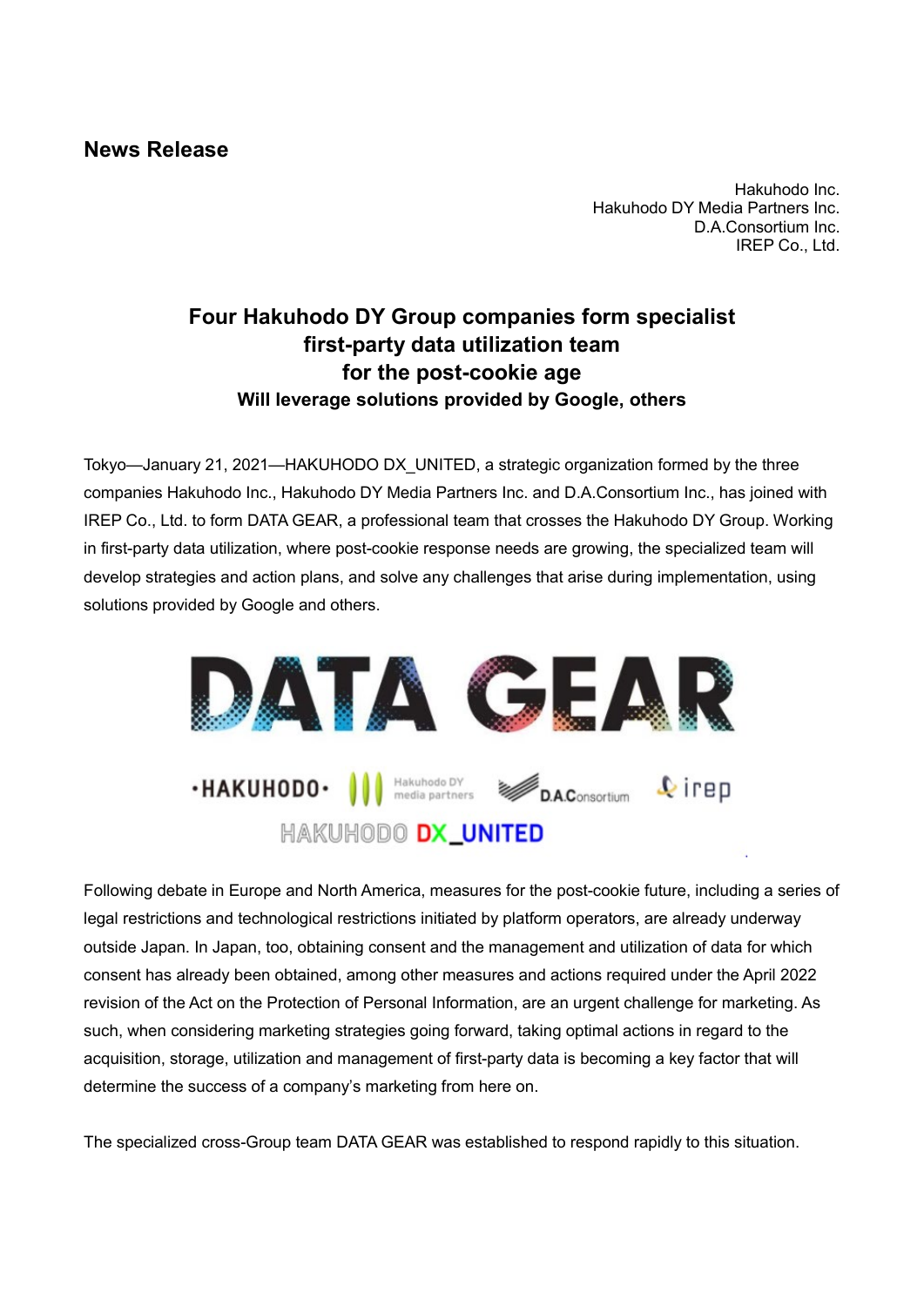## News Release

Hakuhodo Inc.
Hakuhodo DY Media Partners Inc.
D.A.Consortium Inc.
IREP Co., Ltd.

# Four Hakuhodo DY Group companies form specialist first-party data utilization team for the post-cookie age

### Will leverage solutions provided by Google, others

Tokyo—January 21, 2021—HAKUHODO DX_UNITED, a strategic organization formed by the three companies Hakuhodo Inc., Hakuhodo DY Media Partners Inc. and D.A.Consortium Inc., has joined with IREP Co., Ltd. to form DATA GEAR, a professional team that crosses the Hakuhodo DY Group. Working in first-party data utilization, where post-cookie response needs are growing, the specialized team will develop strategies and action plans, and solve any challenges that arise during implementation, using solutions provided by Google and others.

Following debate in Europe and North America, measures for the post-cookie future, including a series of legal restrictions and technological restrictions initiated by platform operators, are already underway outside Japan. In Japan, too, obtaining consent and the management and utilization of data for which consent has already been obtained, among other measures and actions required under the April 2022 revision of the Act on the Protection of Personal Information, are an urgent challenge for marketing. As such, when considering marketing strategies going forward, taking optimal actions in regard to the acquisition, storage, utilization and management of first-party data is becoming a key factor that will determine the success of a company's marketing from here on.

The specialized cross-Group team DATA GEAR was established to respond rapidly to this situation.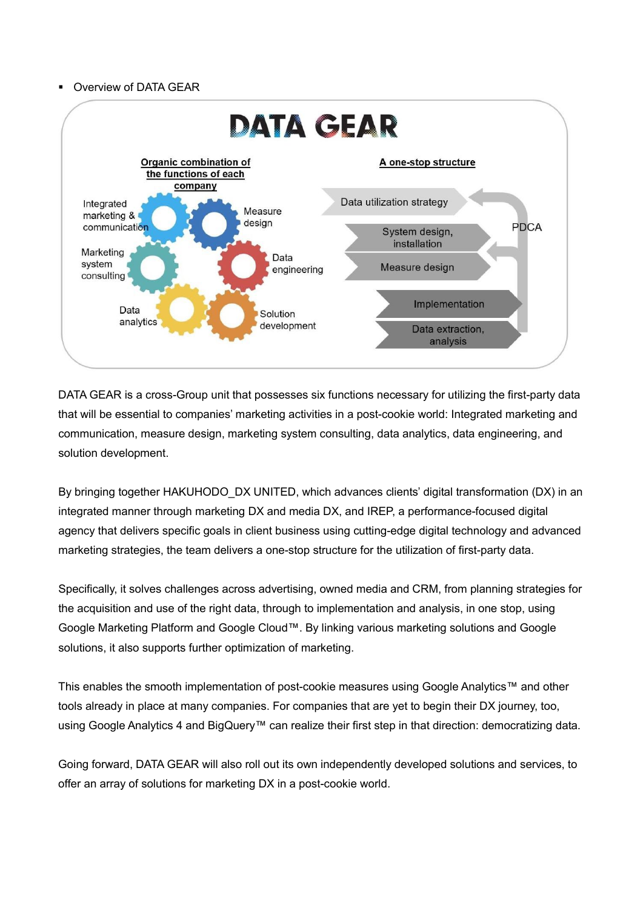- Overview of DATA GEAR

**DATA GEAR**

**Organic combination of the functions of each company**

- Integrated marketing & communication
- Measure design
- Marketing system consulting
- Data engineering
- Data analytics
- Solution development

**A one-stop structure**

- Data utilization strategy
- System design, installation
- Measure design
- Implementation
- Data extraction, analysis

PDCA

DATA GEAR is a cross-Group unit that possesses six functions necessary for utilizing the first-party data that will be essential to companies' marketing activities in a post-cookie world: Integrated marketing and communication, measure design, marketing system consulting, data analytics, data engineering, and solution development.

By bringing together HAKUHODO_DX UNITED, which advances clients' digital transformation (DX) in an integrated manner through marketing DX and media DX, and IREP, a performance-focused digital agency that delivers specific goals in client business using cutting-edge digital technology and advanced marketing strategies, the team delivers a one-stop structure for the utilization of first-party data.

Specifically, it solves challenges across advertising, owned media and CRM, from planning strategies for the acquisition and use of the right data, through to implementation and analysis, in one stop, using Google Marketing Platform and Google Cloud™. By linking various marketing solutions and Google solutions, it also supports further optimization of marketing.

This enables the smooth implementation of post-cookie measures using Google Analytics™ and other tools already in place at many companies. For companies that are yet to begin their DX journey, too, using Google Analytics 4 and BigQuery™ can realize their first step in that direction: democratizing data.

Going forward, DATA GEAR will also roll out its own independently developed solutions and services, to offer an array of solutions for marketing DX in a post-cookie world.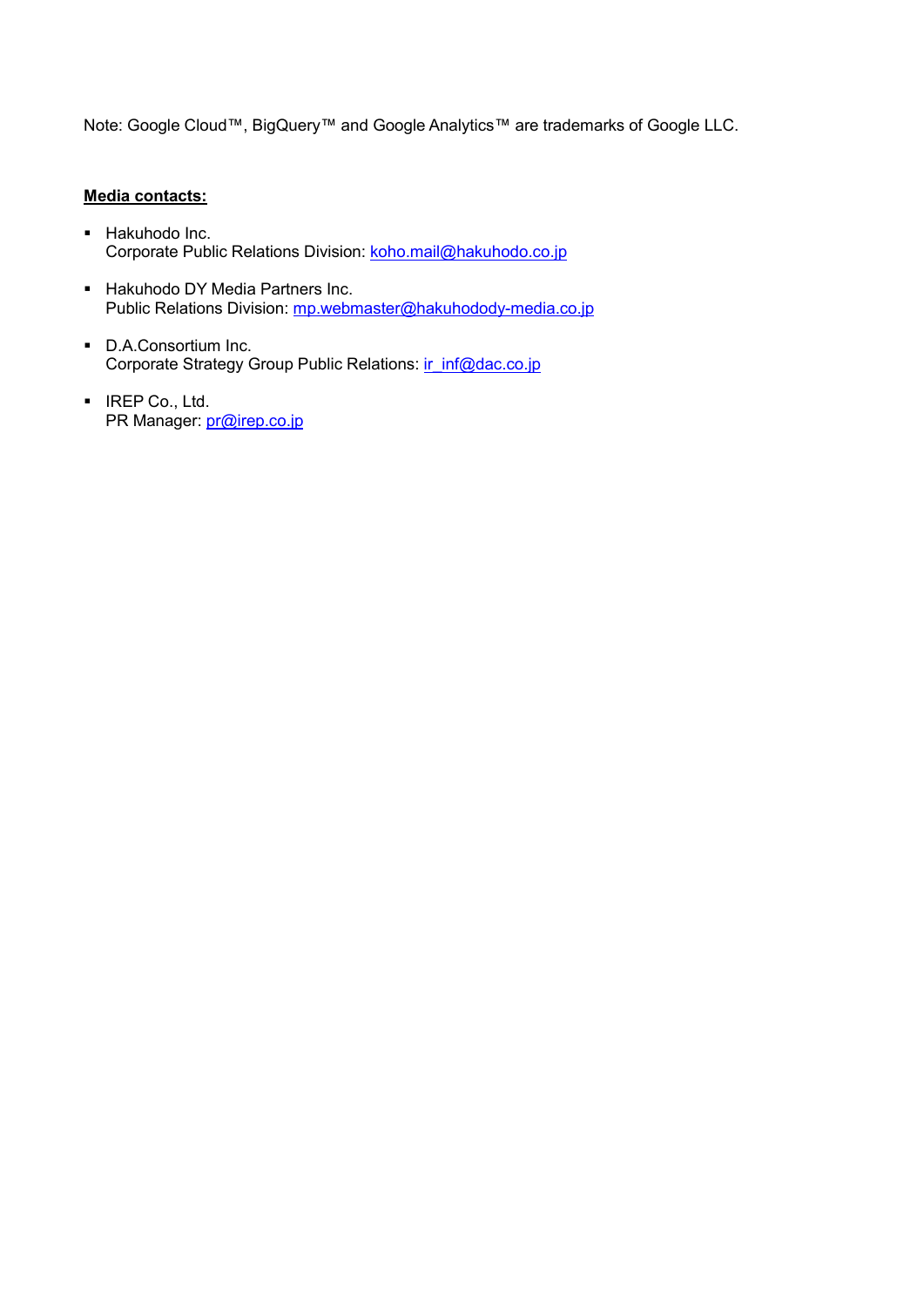Note: Google Cloud™, BigQuery™ and Google Analytics™ are trademarks of Google LLC.

**Media contacts:**

- Hakuhodo Inc.
  Corporate Public Relations Division: koho.mail@hakuhodo.co.jp

- Hakuhodo DY Media Partners Inc.
  Public Relations Division: mp.webmaster@hakuhodody-media.co.jp

- D.A.Consortium Inc.
  Corporate Strategy Group Public Relations: ir_inf@dac.co.jp

- IREP Co., Ltd.
  PR Manager: pr@irep.co.jp